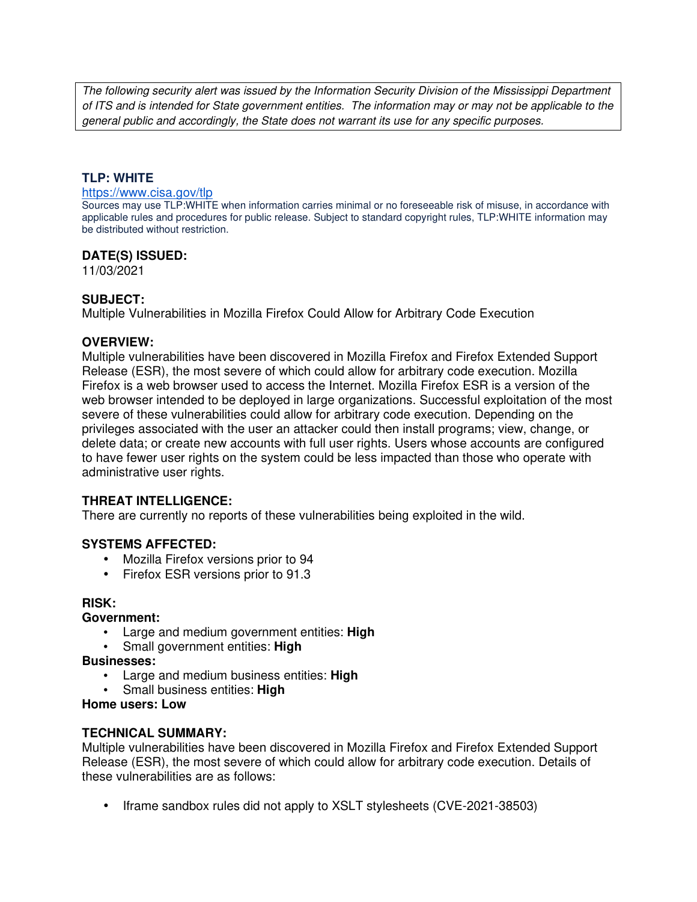*The following security alert was issued by the Information Security Division of the Mississippi Department of ITS and is intended for State government entities. The information may or may not be applicable to the general public and accordingly, the State does not warrant its use for any specific purposes.*

**TLP: WHITE**

https://www.cisa.gov/tlp

Sources may use TLP:WHITE when information carries minimal or no foreseeable risk of misuse, in accordance with applicable rules and procedures for public release. Subject to standard copyright rules, TLP:WHITE information may be distributed without restriction.

**DATE(S) ISSUED:**

11/03/2021

**SUBJECT:**

Multiple Vulnerabilities in Mozilla Firefox Could Allow for Arbitrary Code Execution

**OVERVIEW:**

Multiple vulnerabilities have been discovered in Mozilla Firefox and Firefox Extended Support Release (ESR), the most severe of which could allow for arbitrary code execution. Mozilla Firefox is a web browser used to access the Internet. Mozilla Firefox ESR is a version of the web browser intended to be deployed in large organizations. Successful exploitation of the most severe of these vulnerabilities could allow for arbitrary code execution. Depending on the privileges associated with the user an attacker could then install programs; view, change, or delete data; or create new accounts with full user rights. Users whose accounts are configured to have fewer user rights on the system could be less impacted than those who operate with administrative user rights.

**THREAT INTELLIGENCE:**

There are currently no reports of these vulnerabilities being exploited in the wild.

**SYSTEMS AFFECTED:**

- Mozilla Firefox versions prior to 94
- Firefox ESR versions prior to 91.3

**RISK:**

**Government:**

- Large and medium government entities: **High**
- Small government entities: **High**

**Businesses:**

- Large and medium business entities: **High**
- Small business entities: **High**

**Home users: Low**

**TECHNICAL SUMMARY:**

Multiple vulnerabilities have been discovered in Mozilla Firefox and Firefox Extended Support Release (ESR), the most severe of which could allow for arbitrary code execution. Details of these vulnerabilities are as follows:

- Iframe sandbox rules did not apply to XSLT stylesheets (CVE-2021-38503)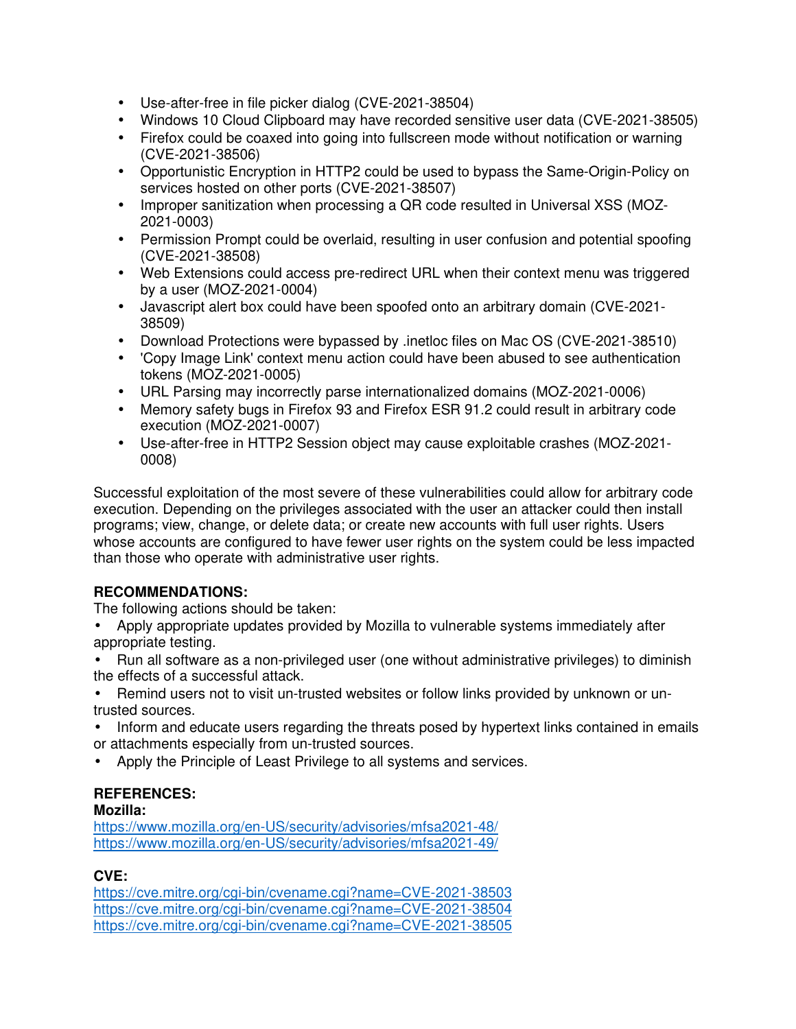- Use-after-free in file picker dialog (CVE-2021-38504)
- Windows 10 Cloud Clipboard may have recorded sensitive user data (CVE-2021-38505)
- Firefox could be coaxed into going into fullscreen mode without notification or warning (CVE-2021-38506)
- Opportunistic Encryption in HTTP2 could be used to bypass the Same-Origin-Policy on services hosted on other ports (CVE-2021-38507)
- Improper sanitization when processing a QR code resulted in Universal XSS (MOZ-2021-0003)
- Permission Prompt could be overlaid, resulting in user confusion and potential spoofing (CVE-2021-38508)
- Web Extensions could access pre-redirect URL when their context menu was triggered by a user (MOZ-2021-0004)
- Javascript alert box could have been spoofed onto an arbitrary domain (CVE-2021-38509)
- Download Protections were bypassed by .inetloc files on Mac OS (CVE-2021-38510)
- 'Copy Image Link' context menu action could have been abused to see authentication tokens (MOZ-2021-0005)
- URL Parsing may incorrectly parse internationalized domains (MOZ-2021-0006)
- Memory safety bugs in Firefox 93 and Firefox ESR 91.2 could result in arbitrary code execution (MOZ-2021-0007)
- Use-after-free in HTTP2 Session object may cause exploitable crashes (MOZ-2021-0008)

Successful exploitation of the most severe of these vulnerabilities could allow for arbitrary code execution. Depending on the privileges associated with the user an attacker could then install programs; view, change, or delete data; or create new accounts with full user rights. Users whose accounts are configured to have fewer user rights on the system could be less impacted than those who operate with administrative user rights.

**RECOMMENDATIONS:**

The following actions should be taken:

- Apply appropriate updates provided by Mozilla to vulnerable systems immediately after appropriate testing.
- Run all software as a non-privileged user (one without administrative privileges) to diminish the effects of a successful attack.
- Remind users not to visit un-trusted websites or follow links provided by unknown or un-trusted sources.
- Inform and educate users regarding the threats posed by hypertext links contained in emails or attachments especially from un-trusted sources.
- Apply the Principle of Least Privilege to all systems and services.

**REFERENCES:**

**Mozilla:**

https://www.mozilla.org/en-US/security/advisories/mfsa2021-48/
https://www.mozilla.org/en-US/security/advisories/mfsa2021-49/

**CVE:**

https://cve.mitre.org/cgi-bin/cvename.cgi?name=CVE-2021-38503
https://cve.mitre.org/cgi-bin/cvename.cgi?name=CVE-2021-38504
https://cve.mitre.org/cgi-bin/cvename.cgi?name=CVE-2021-38505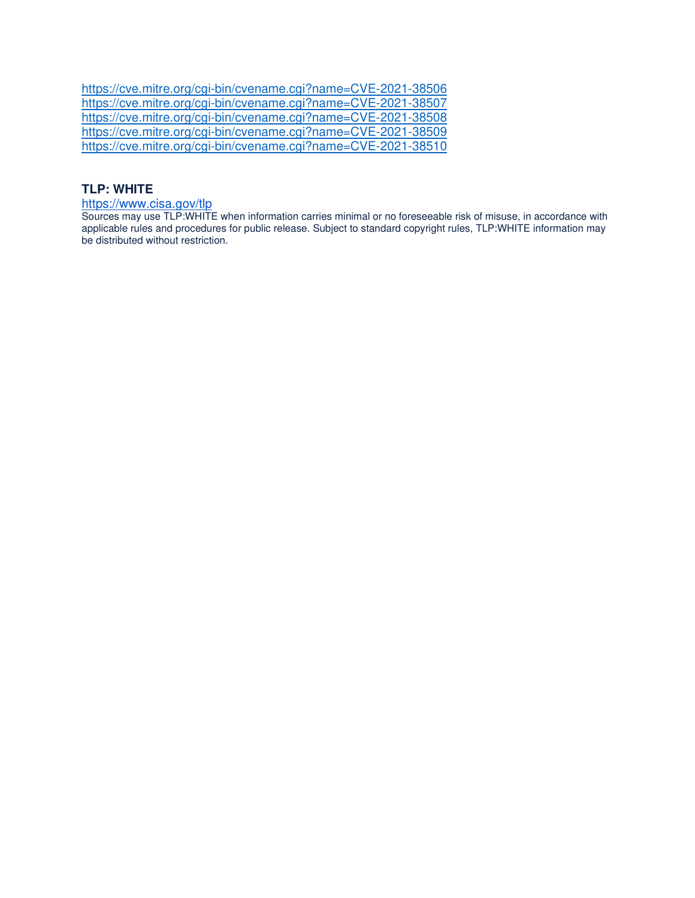https://cve.mitre.org/cgi-bin/cvename.cgi?name=CVE-2021-38506
https://cve.mitre.org/cgi-bin/cvename.cgi?name=CVE-2021-38507
https://cve.mitre.org/cgi-bin/cvename.cgi?name=CVE-2021-38508
https://cve.mitre.org/cgi-bin/cvename.cgi?name=CVE-2021-38509
https://cve.mitre.org/cgi-bin/cvename.cgi?name=CVE-2021-38510

## TLP: WHITE

https://www.cisa.gov/tlp

Sources may use TLP:WHITE when information carries minimal or no foreseeable risk of misuse, in accordance with applicable rules and procedures for public release. Subject to standard copyright rules, TLP:WHITE information may be distributed without restriction.